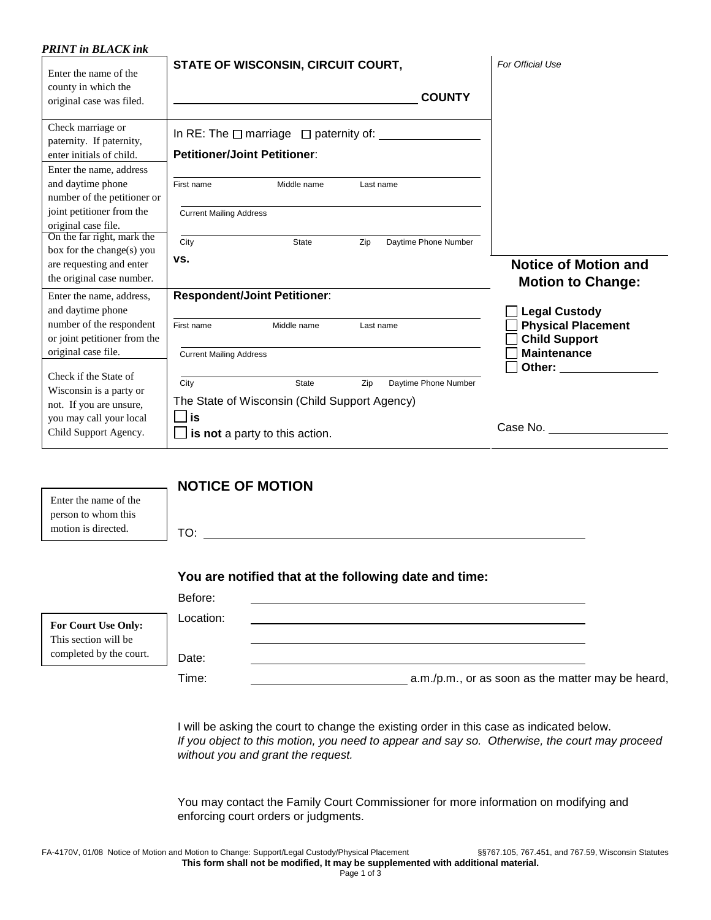*PRINT in BLACK ink*

| Instructions | | |
|---|---|---|
| Enter the name of the county in which the original case was filed. | **STATE OF WISCONSIN, CIRCUIT COURT,** ______________________ **COUNTY** | *For Official Use* |
| Check marriage or paternity. If paternity, enter initials of child. | In RE: The ☐ marriage ☐ paternity of: ______________ | |
| Enter the name, address and daytime phone number of the petitioner or joint petitioner from the original case file. | **Petitioner/Joint Petitioner**:<br>First name Middle name Last name<br>Current Mailing Address<br>City State Zip Daytime Phone Number | |
| On the far right, mark the box for the change(s) you are requesting and enter the original case number. | **vs.** | **Notice of Motion and Motion to Change:**<br>☐ **Legal Custody**<br>☐ **Physical Placement**<br>☐ **Child Support**<br>☐ **Maintenance**<br>☐ **Other:** ______________ |
| Enter the name, address, and daytime phone number of the respondent or joint petitioner from the original case file. | **Respondent/Joint Petitioner**:<br>First name Middle name Last name<br>Current Mailing Address<br>City State Zip Daytime Phone Number | |
| Check if the State of Wisconsin is a party or not. If you are unsure, you may call your local Child Support Agency. | The State of Wisconsin (Child Support Agency)<br>☐ **is**<br>☐ **is not** a party to this action. | Case No. ______________ |

## NOTICE OF MOTION

Enter the name of the person to whom this motion is directed.

TO: ______________________________________________

### You are notified that at the following date and time:

**For Court Use Only:** This section will be completed by the court.

Before: ______________________________________________

Location: ______________________________________________

______________________________________________

Date: ______________________________________________

Time: ______________ a.m./p.m., or as soon as the matter may be heard,

I will be asking the court to change the existing order in this case as indicated below. *If you object to this motion, you need to appear and say so. Otherwise, the court may proceed without you and grant the request.*

You may contact the Family Court Commissioner for more information on modifying and enforcing court orders or judgments.

FA-4170V, 01/08 Notice of Motion and Motion to Change: Support/Legal Custody/Physical Placement §§767.105, 767.451, and 767.59, Wisconsin Statutes

**This form shall not be modified, It may be supplemented with additional material.**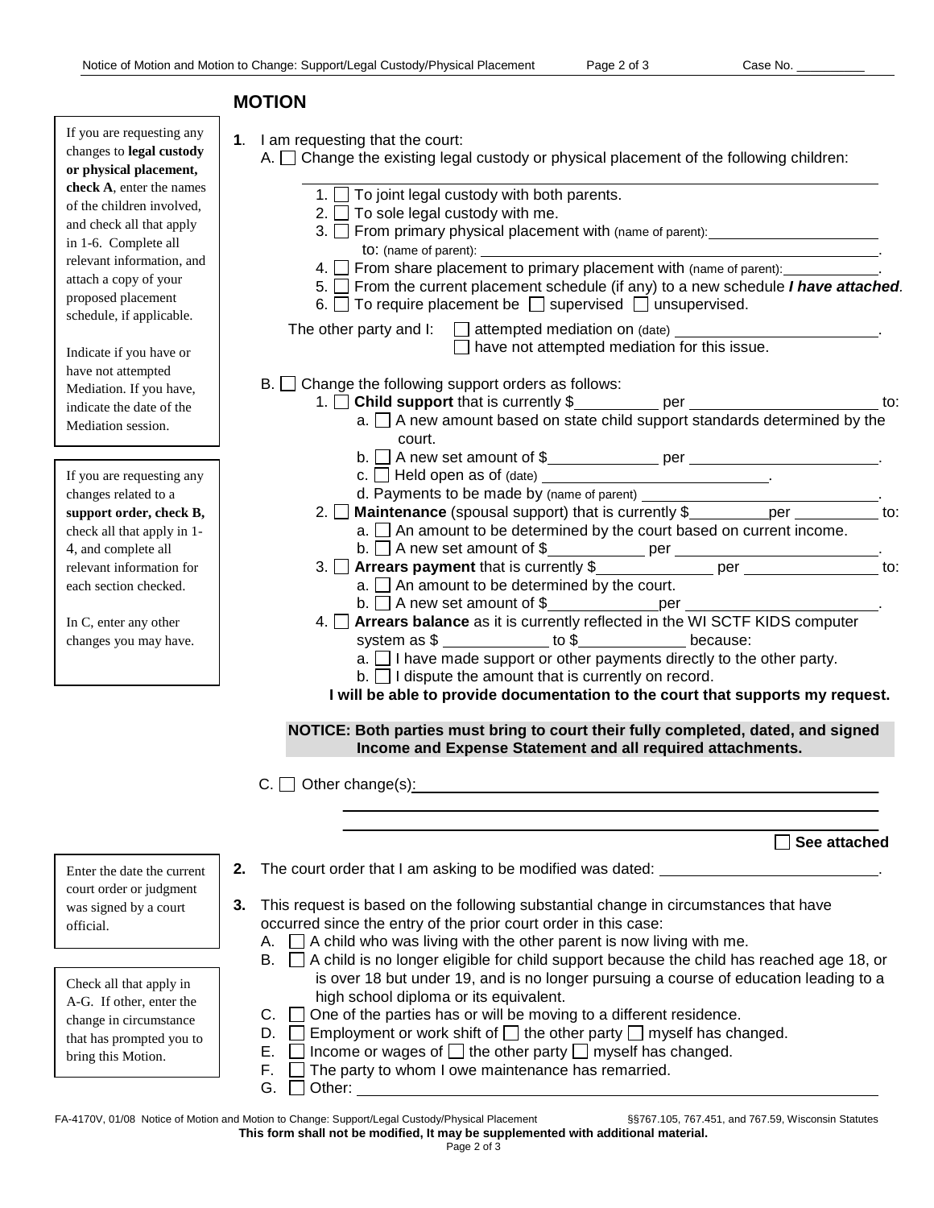## MOTION

> If you are requesting any changes to **legal custody or physical placement, check A**, enter the names of the children involved, and check all that apply in 1-6. Complete all relevant information, and attach a copy of your proposed placement schedule, if applicable.
>
> Indicate if you have or have not attempted Mediation. If you have, indicate the date of the Mediation session.

**1**. I am requesting that the court:

A. ☐ Change the existing legal custody or physical placement of the following children:

\_\_\_\_\_\_\_\_\_\_\_\_\_\_\_\_\_\_\_\_\_\_\_\_\_\_\_\_\_\_\_\_\_\_\_\_\_\_\_\_

1. ☐ To joint legal custody with both parents.
2. ☐ To sole legal custody with me.
3. ☐ From primary physical placement with (name of parent): \_\_\_\_\_\_\_\_\_\_\_\_\_\_\_\_\_\_\_\_ to: (name of parent): \_\_\_\_\_\_\_\_\_\_\_\_\_\_\_\_\_\_\_\_.
4. ☐ From share placement to primary placement with (name of parent): \_\_\_\_\_\_\_\_\_\_\_\_.
5. ☐ From the current placement schedule (if any) to a new schedule ***I have attached***.
6. ☐ To require placement be ☐ supervised ☐ unsupervised.

The other party and I: ☐ attempted mediation on (date) \_\_\_\_\_\_\_\_\_\_\_\_\_\_\_\_\_\_\_\_.
☐ have not attempted mediation for this issue.

> If you are requesting any changes related to a **support order, check B,** check all that apply in 1-4, and complete all relevant information for each section checked.
>
> In C, enter any other changes you may have.

B. ☐ Change the following support orders as follows:

1. ☐ **Child support** that is currently $\_\_\_\_\_\_\_\_\_\_ per \_\_\_\_\_\_\_\_\_\_\_\_\_\_\_\_\_\_\_\_ to:
   a. ☐ A new amount based on state child support standards determined by the court.
   b. ☐ A new set amount of $\_\_\_\_\_\_\_\_\_\_\_\_ per \_\_\_\_\_\_\_\_\_\_\_\_\_\_\_\_\_\_\_\_.
   c. ☐ Held open as of (date) \_\_\_\_\_\_\_\_\_\_\_\_\_\_\_\_\_\_\_\_\_\_\_\_.
   d. Payments to be made by (name of parent) \_\_\_\_\_\_\_\_\_\_\_\_\_\_\_\_\_\_\_\_\_\_\_\_.
2. ☐ **Maintenance** (spousal support) that is currently $\_\_\_\_\_\_\_\_\_\_per \_\_\_\_\_\_\_\_\_\_ to:
   a. ☐ An amount to be determined by the court based on current income.
   b. ☐ A new set amount of $\_\_\_\_\_\_\_\_\_\_\_ per \_\_\_\_\_\_\_\_\_\_\_\_\_\_\_\_\_\_\_\_\_\_.
3. ☐ **Arrears payment** that is currently $\_\_\_\_\_\_\_\_\_\_\_\_\_ per \_\_\_\_\_\_\_\_\_\_\_\_\_\_\_ to:
   a. ☐ An amount to be determined by the court.
   b. ☐ A new set amount of $\_\_\_\_\_\_\_\_\_\_\_\_per \_\_\_\_\_\_\_\_\_\_\_\_\_\_\_\_\_\_\_\_\_.
4. ☐ **Arrears balance** as it is currently reflected in the WI SCTF KIDS computer system as $ \_\_\_\_\_\_\_\_\_\_\_\_ to $\_\_\_\_\_\_\_\_\_\_\_\_ because:
   a. ☐ I have made support or other payments directly to the other party.
   b. ☐ I dispute the amount that is currently on record.

**I will be able to provide documentation to the court that supports my request.**

**NOTICE: Both parties must bring to court their fully completed, dated, and signed Income and Expense Statement and all required attachments.**

C. ☐ Other change(s): \_\_\_\_\_\_\_\_\_\_\_\_\_\_\_\_\_\_\_\_\_\_\_\_\_\_\_\_\_\_\_\_\_\_\_\_\_\_\_\_

\_\_\_\_\_\_\_\_\_\_\_\_\_\_\_\_\_\_\_\_\_\_\_\_\_\_\_\_\_\_\_\_\_\_\_\_\_\_\_\_

\_\_\_\_\_\_\_\_\_\_\_\_\_\_\_\_\_\_\_\_\_\_\_\_\_\_\_\_\_\_\_\_\_\_\_\_\_\_\_\_

☐ **See attached**

> Enter the date the current court order or judgment was signed by a court official.

**2.** The court order that I am asking to be modified was dated: \_\_\_\_\_\_\_\_\_\_\_\_\_\_\_\_\_\_\_\_\_\_\_\_.

> Check all that apply in A-G. If other, enter the change in circumstance that has prompted you to bring this Motion.

**3.** This request is based on the following substantial change in circumstances that have occurred since the entry of the prior court order in this case:

A. ☐ A child who was living with the other parent is now living with me.
B. ☐ A child is no longer eligible for child support because the child has reached age 18, or is over 18 but under 19, and is no longer pursuing a course of education leading to a high school diploma or its equivalent.
C. ☐ One of the parties has or will be moving to a different residence.
D. ☐ Employment or work shift of ☐ the other party ☐ myself has changed.
E. ☐ Income or wages of ☐ the other party ☐ myself has changed.
F. ☐ The party to whom I owe maintenance has remarried.
G. ☐ Other: \_\_\_\_\_\_\_\_\_\_\_\_\_\_\_\_\_\_\_\_\_\_\_\_\_\_\_\_\_\_\_\_\_\_\_\_\_\_\_\_

FA-4170V, 01/08 Notice of Motion and Motion to Change: Support/Legal Custody/Physical Placement §§767.105, 767.451, and 767.59, Wisconsin Statutes

**This form shall not be modified, It may be supplemented with additional material.**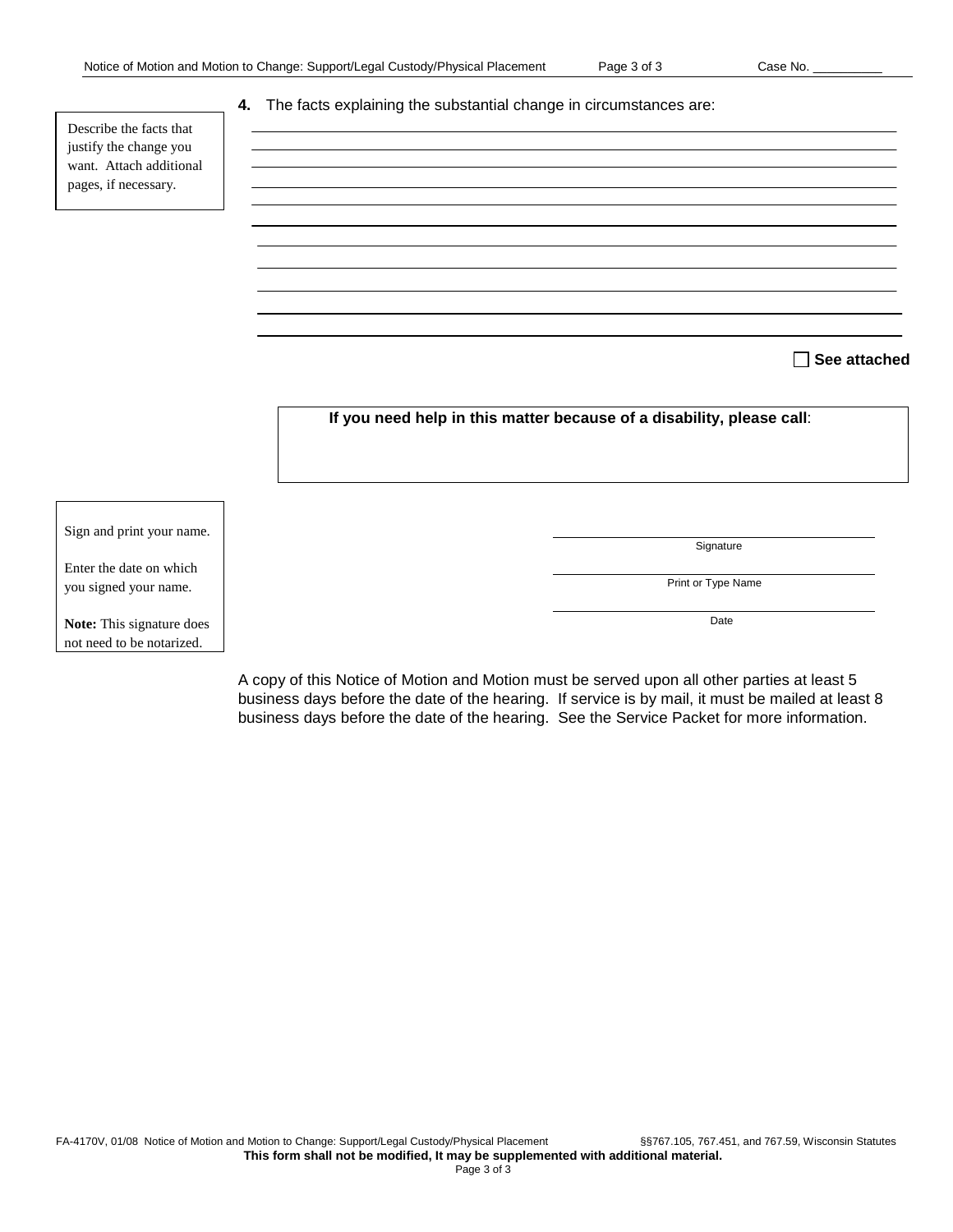**4.** The facts explaining the substantial change in circumstances are:

Describe the facts that justify the change you want. Attach additional pages, if necessary.

____________________________________________________________

____________________________________________________________

____________________________________________________________

____________________________________________________________

____________________________________________________________

____________________________________________________________

____________________________________________________________

____________________________________________________________

____________________________________________________________

____________________________________________________________

____________________________________________________________

☐ **See attached**

**If you need help in this matter because of a disability, please call**:

Sign and print your name.

Enter the date on which you signed your name.

**Note:** This signature does not need to be notarized.

______________________________
Signature

______________________________
Print or Type Name

______________________________
Date

A copy of this Notice of Motion and Motion must be served upon all other parties at least 5 business days before the date of the hearing. If service is by mail, it must be mailed at least 8 business days before the date of the hearing. See the Service Packet for more information.

FA-4170V, 01/08 Notice of Motion and Motion to Change: Support/Legal Custody/Physical Placement §§767.105, 767.451, and 767.59, Wisconsin Statutes

**This form shall not be modified, It may be supplemented with additional material.**